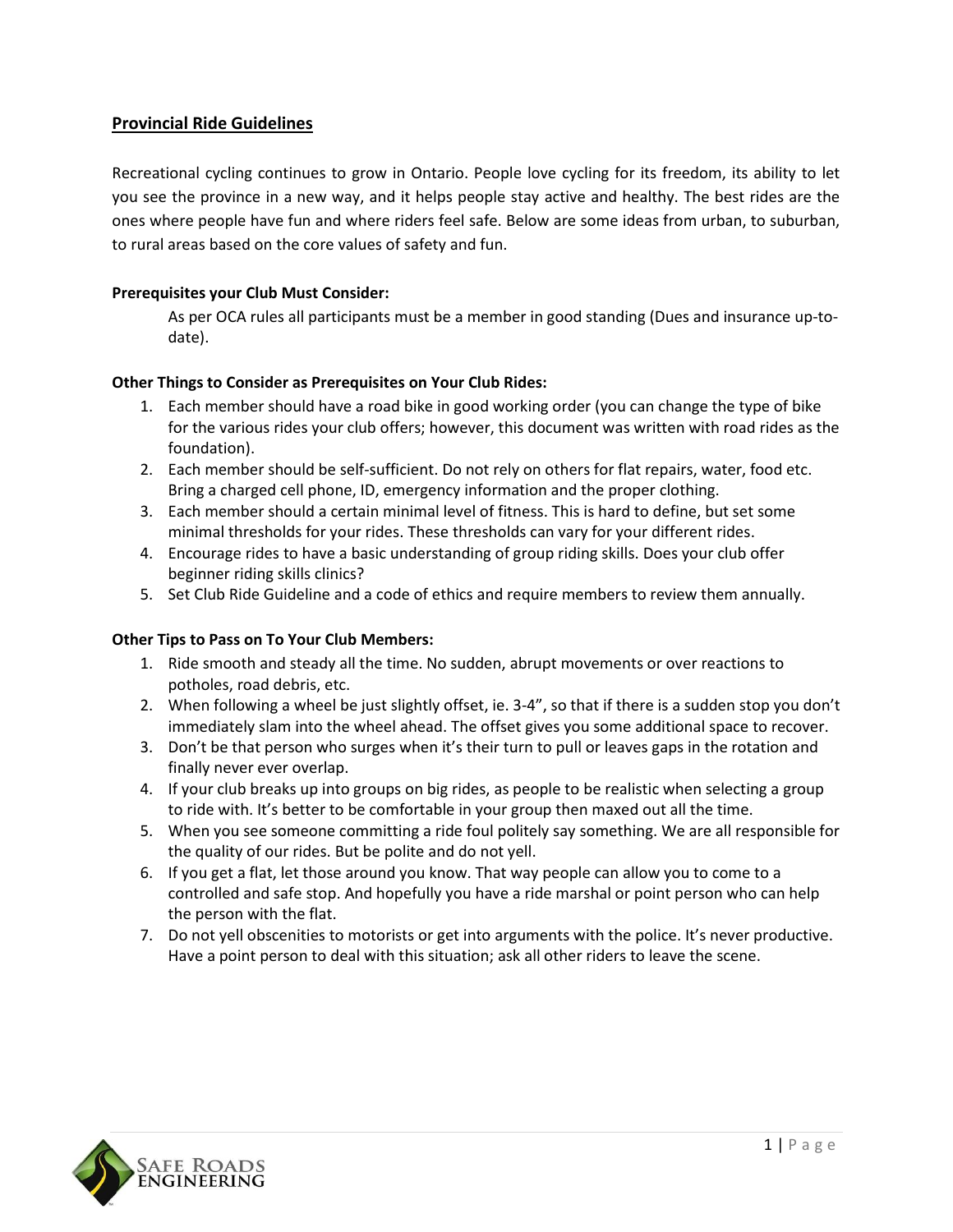## Provincial Ride Guidelines

Recreational cycling continues to grow in Ontario. People love cycling for its freedom, its ability to let you see the province in a new way, and it helps people stay active and healthy. The best rides are the ones where people have fun and where riders feel safe. Below are some ideas from urban, to suburban, to rural areas based on the core values of safety and fun.

**Prerequisites your Club Must Consider:**

As per OCA rules all participants must be a member in good standing (Dues and insurance up-to-date).

**Other Things to Consider as Prerequisites on Your Club Rides:**

1. Each member should have a road bike in good working order (you can change the type of bike for the various rides your club offers; however, this document was written with road rides as the foundation).
2. Each member should be self-sufficient. Do not rely on others for flat repairs, water, food etc. Bring a charged cell phone, ID, emergency information and the proper clothing.
3. Each member should a certain minimal level of fitness. This is hard to define, but set some minimal thresholds for your rides. These thresholds can vary for your different rides.
4. Encourage rides to have a basic understanding of group riding skills. Does your club offer beginner riding skills clinics?
5. Set Club Ride Guideline and a code of ethics and require members to review them annually.

**Other Tips to Pass on To Your Club Members:**

1. Ride smooth and steady all the time. No sudden, abrupt movements or over reactions to potholes, road debris, etc.
2. When following a wheel be just slightly offset, ie. 3-4", so that if there is a sudden stop you don't immediately slam into the wheel ahead. The offset gives you some additional space to recover.
3. Don't be that person who surges when it's their turn to pull or leaves gaps in the rotation and finally never ever overlap.
4. If your club breaks up into groups on big rides, as people to be realistic when selecting a group to ride with. It's better to be comfortable in your group then maxed out all the time.
5. When you see someone committing a ride foul politely say something. We are all responsible for the quality of our rides. But be polite and do not yell.
6. If you get a flat, let those around you know. That way people can allow you to come to a controlled and safe stop. And hopefully you have a ride marshal or point person who can help the person with the flat.
7. Do not yell obscenities to motorists or get into arguments with the police. It's never productive. Have a point person to deal with this situation; ask all other riders to leave the scene.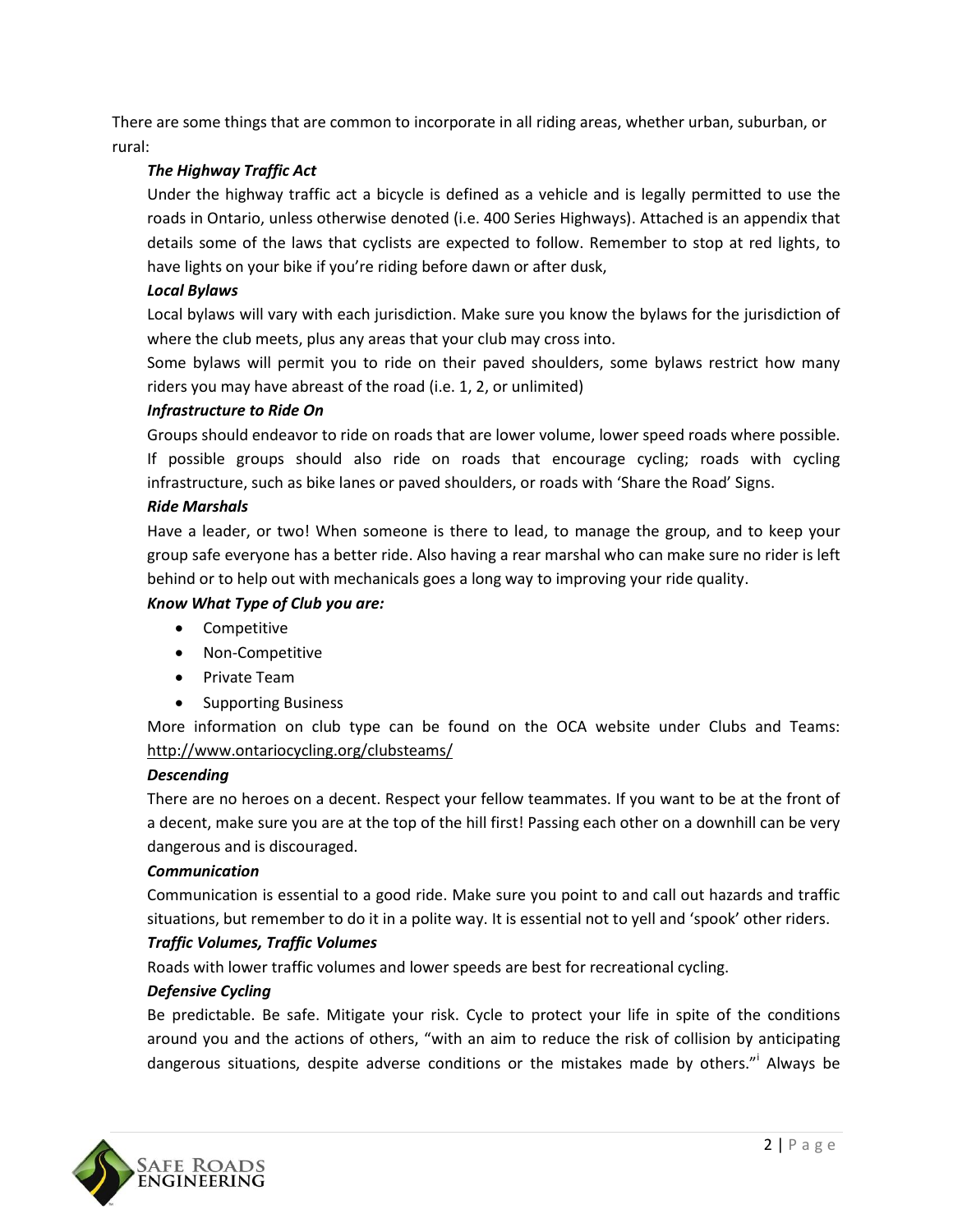There are some things that are common to incorporate in all riding areas, whether urban, suburban, or rural:

***The Highway Traffic Act***

Under the highway traffic act a bicycle is defined as a vehicle and is legally permitted to use the roads in Ontario, unless otherwise denoted (i.e. 400 Series Highways). Attached is an appendix that details some of the laws that cyclists are expected to follow. Remember to stop at red lights, to have lights on your bike if you're riding before dawn or after dusk,

***Local Bylaws***

Local bylaws will vary with each jurisdiction. Make sure you know the bylaws for the jurisdiction of where the club meets, plus any areas that your club may cross into.

Some bylaws will permit you to ride on their paved shoulders, some bylaws restrict how many riders you may have abreast of the road (i.e. 1, 2, or unlimited)

***Infrastructure to Ride On***

Groups should endeavor to ride on roads that are lower volume, lower speed roads where possible. If possible groups should also ride on roads that encourage cycling; roads with cycling infrastructure, such as bike lanes or paved shoulders, or roads with 'Share the Road' Signs.

***Ride Marshals***

Have a leader, or two! When someone is there to lead, to manage the group, and to keep your group safe everyone has a better ride. Also having a rear marshal who can make sure no rider is left behind or to help out with mechanicals goes a long way to improving your ride quality.

***Know What Type of Club you are:***

- Competitive
- Non-Competitive
- Private Team
- Supporting Business

More information on club type can be found on the OCA website under Clubs and Teams: http://www.ontariocycling.org/clubsteams/

***Descending***

There are no heroes on a decent. Respect your fellow teammates. If you want to be at the front of a decent, make sure you are at the top of the hill first! Passing each other on a downhill can be very dangerous and is discouraged.

***Communication***

Communication is essential to a good ride. Make sure you point to and call out hazards and traffic situations, but remember to do it in a polite way. It is essential not to yell and 'spook' other riders.

***Traffic Volumes, Traffic Volumes***

Roads with lower traffic volumes and lower speeds are best for recreational cycling.

***Defensive Cycling***

Be predictable. Be safe. Mitigate your risk. Cycle to protect your life in spite of the conditions around you and the actions of others, "with an aim to reduce the risk of collision by anticipating dangerous situations, despite adverse conditions or the mistakes made by others."[i] Always be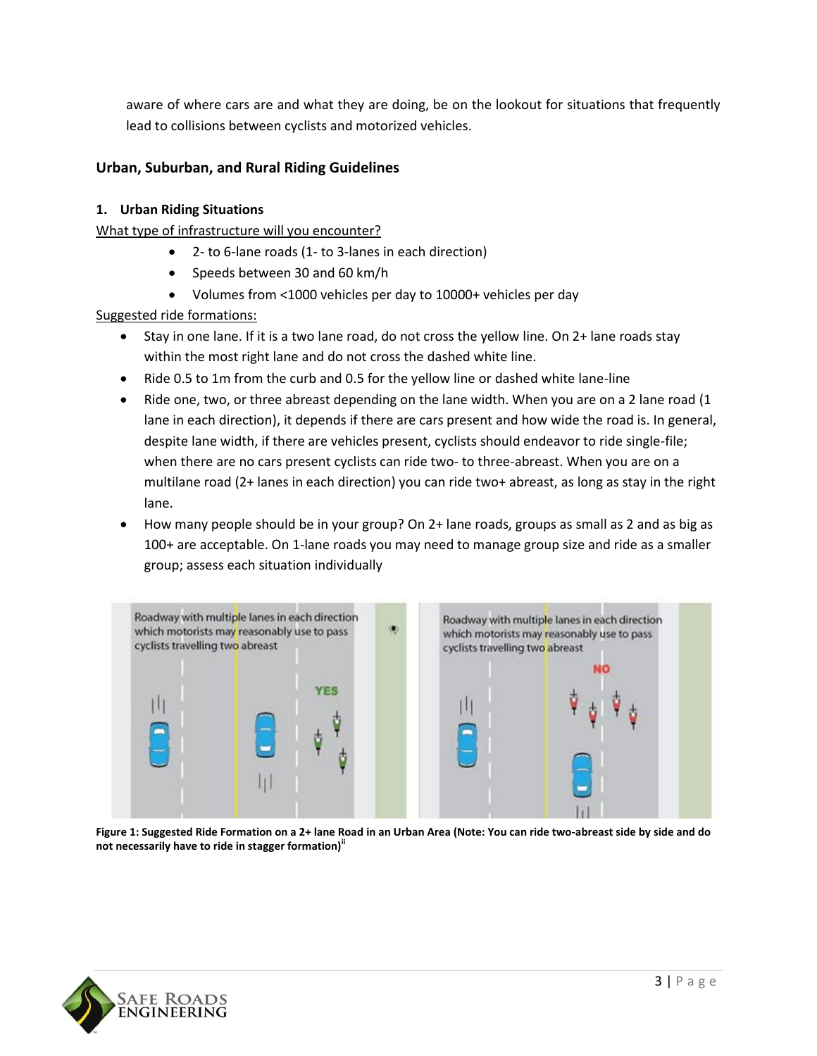aware of where cars are and what they are doing, be on the lookout for situations that frequently lead to collisions between cyclists and motorized vehicles.

## Urban, Suburban, and Rural Riding Guidelines

### 1. Urban Riding Situations

<u>What type of infrastructure will you encounter?</u>

- 2- to 6-lane roads (1- to 3-lanes in each direction)
- Speeds between 30 and 60 km/h
- Volumes from <1000 vehicles per day to 10000+ vehicles per day

<u>Suggested ride formations:</u>

- Stay in one lane. If it is a two lane road, do not cross the yellow line. On 2+ lane roads stay within the most right lane and do not cross the dashed white line.
- Ride 0.5 to 1m from the curb and 0.5 for the yellow line or dashed white lane-line
- Ride one, two, or three abreast depending on the lane width. When you are on a 2 lane road (1 lane in each direction), it depends if there are cars present and how wide the road is. In general, despite lane width, if there are vehicles present, cyclists should endeavor to ride single-file; when there are no cars present cyclists can ride two- to three-abreast. When you are on a multilane road (2+ lanes in each direction) you can ride two+ abreast, as long as stay in the right lane.
- How many people should be in your group? On 2+ lane roads, groups as small as 2 and as big as 100+ are acceptable. On 1-lane roads you may need to manage group size and ride as a smaller group; assess each situation individually

Roadway with multiple lanes in each direction which motorists may reasonably use to pass cyclists travelling two abreast

YES

Roadway with multiple lanes in each direction which motorists may reasonably use to pass cyclists travelling two abreast

NO

**Figure 1: Suggested Ride Formation on a 2+ lane Road in an Urban Area (Note: You can ride two-abreast side by side and do not necessarily have to ride in stagger formation)**[ii]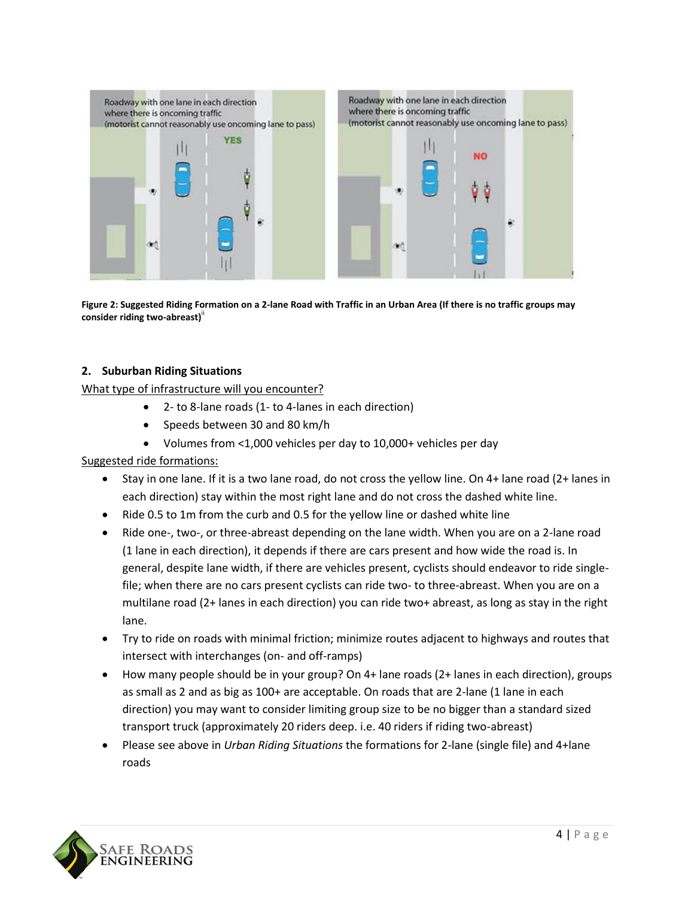**Figure 2: Suggested Riding Formation on a 2-lane Road with Traffic in an Urban Area (If there is no traffic groups may consider riding two-abreast)**[ii]

## 2. Suburban Riding Situations

What type of infrastructure will you encounter?

- 2- to 8-lane roads (1- to 4-lanes in each direction)
- Speeds between 30 and 80 km/h
- Volumes from <1,000 vehicles per day to 10,000+ vehicles per day

Suggested ride formations:

- Stay in one lane. If it is a two lane road, do not cross the yellow line. On 4+ lane road (2+ lanes in each direction) stay within the most right lane and do not cross the dashed white line.
- Ride 0.5 to 1m from the curb and 0.5 for the yellow line or dashed white line
- Ride one-, two-, or three-abreast depending on the lane width. When you are on a 2-lane road (1 lane in each direction), it depends if there are cars present and how wide the road is. In general, despite lane width, if there are vehicles present, cyclists should endeavor to ride single-file; when there are no cars present cyclists can ride two- to three-abreast. When you are on a multilane road (2+ lanes in each direction) you can ride two+ abreast, as long as stay in the right lane.
- Try to ride on roads with minimal friction; minimize routes adjacent to highways and routes that intersect with interchanges (on- and off-ramps)
- How many people should be in your group? On 4+ lane roads (2+ lanes in each direction), groups as small as 2 and as big as 100+ are acceptable. On roads that are 2-lane (1 lane in each direction) you may want to consider limiting group size to be no bigger than a standard sized transport truck (approximately 20 riders deep. i.e. 40 riders if riding two-abreast)
- Please see above in *Urban Riding Situations* the formations for 2-lane (single file) and 4+lane roads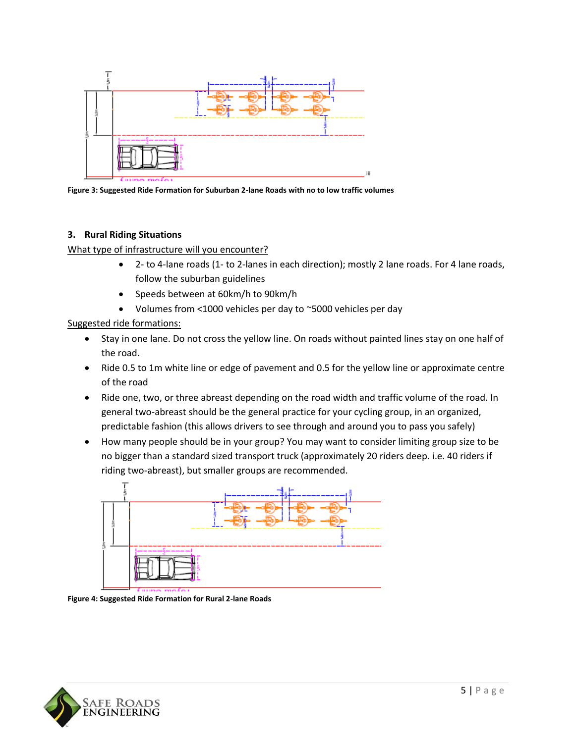Figure 3: Suggested Ride Formation for Suburban 2-lane Roads with no to low traffic volumes

### 3. Rural Riding Situations

What type of infrastructure will you encounter?

- 2- to 4-lane roads (1- to 2-lanes in each direction); mostly 2 lane roads. For 4 lane roads, follow the suburban guidelines
- Speeds between at 60km/h to 90km/h
- Volumes from <1000 vehicles per day to ~5000 vehicles per day

Suggested ride formations:

- Stay in one lane. Do not cross the yellow line. On roads without painted lines stay on one half of the road.
- Ride 0.5 to 1m white line or edge of pavement and 0.5 for the yellow line or approximate centre of the road
- Ride one, two, or three abreast depending on the road width and traffic volume of the road. In general two-abreast should be the general practice for your cycling group, in an organized, predictable fashion (this allows drivers to see through and around you to pass you safely)
- How many people should be in your group? You may want to consider limiting group size to be no bigger than a standard sized transport truck (approximately 20 riders deep. i.e. 40 riders if riding two-abreast), but smaller groups are recommended.

Figure 4: Suggested Ride Formation for Rural 2-lane Roads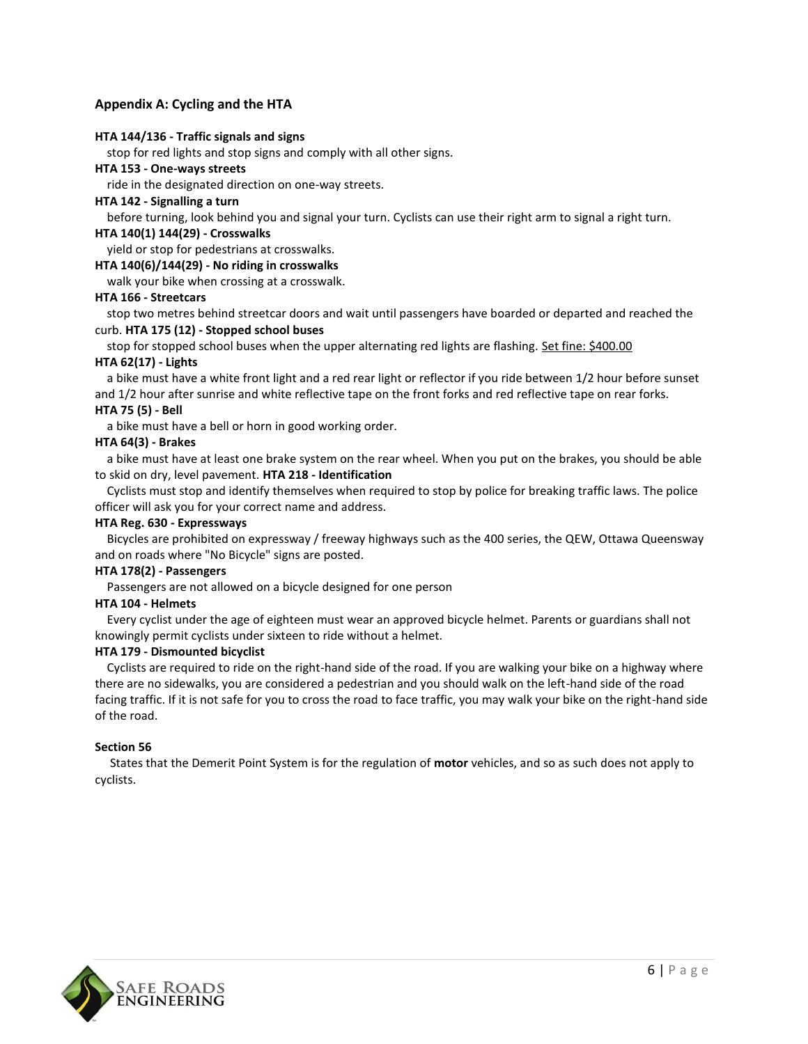## Appendix A: Cycling and the HTA

**HTA 144/136 - Traffic signals and signs**

stop for red lights and stop signs and comply with all other signs.

**HTA 153 - One-ways streets**

ride in the designated direction on one-way streets.

**HTA 142 - Signalling a turn**

before turning, look behind you and signal your turn. Cyclists can use their right arm to signal a right turn.

**HTA 140(1) 144(29) - Crosswalks**

yield or stop for pedestrians at crosswalks.

**HTA 140(6)/144(29) - No riding in crosswalks**

walk your bike when crossing at a crosswalk.

**HTA 166 - Streetcars**

stop two metres behind streetcar doors and wait until passengers have boarded or departed and reached the curb.

**HTA 175 (12) - Stopped school buses**

stop for stopped school buses when the upper alternating red lights are flashing. <u>Set fine: $400.00</u>

**HTA 62(17) - Lights**

a bike must have a white front light and a red rear light or reflector if you ride between 1/2 hour before sunset and 1/2 hour after sunrise and white reflective tape on the front forks and red reflective tape on rear forks.

**HTA 75 (5) - Bell**

a bike must have a bell or horn in good working order.

**HTA 64(3) - Brakes**

a bike must have at least one brake system on the rear wheel. When you put on the brakes, you should be able to skid on dry, level pavement.

**HTA 218 - Identification**

Cyclists must stop and identify themselves when required to stop by police for breaking traffic laws. The police officer will ask you for your correct name and address.

**HTA Reg. 630 - Expressways**

Bicycles are prohibited on expressway / freeway highways such as the 400 series, the QEW, Ottawa Queensway and on roads where "No Bicycle" signs are posted.

**HTA 178(2) - Passengers**

Passengers are not allowed on a bicycle designed for one person

**HTA 104 - Helmets**

Every cyclist under the age of eighteen must wear an approved bicycle helmet. Parents or guardians shall not knowingly permit cyclists under sixteen to ride without a helmet.

**HTA 179 - Dismounted bicyclist**

Cyclists are required to ride on the right-hand side of the road. If you are walking your bike on a highway where there are no sidewalks, you are considered a pedestrian and you should walk on the left-hand side of the road facing traffic. If it is not safe for you to cross the road to face traffic, you may walk your bike on the right-hand side of the road.

**Section 56**

States that the Demerit Point System is for the regulation of **motor** vehicles, and so as such does not apply to cyclists.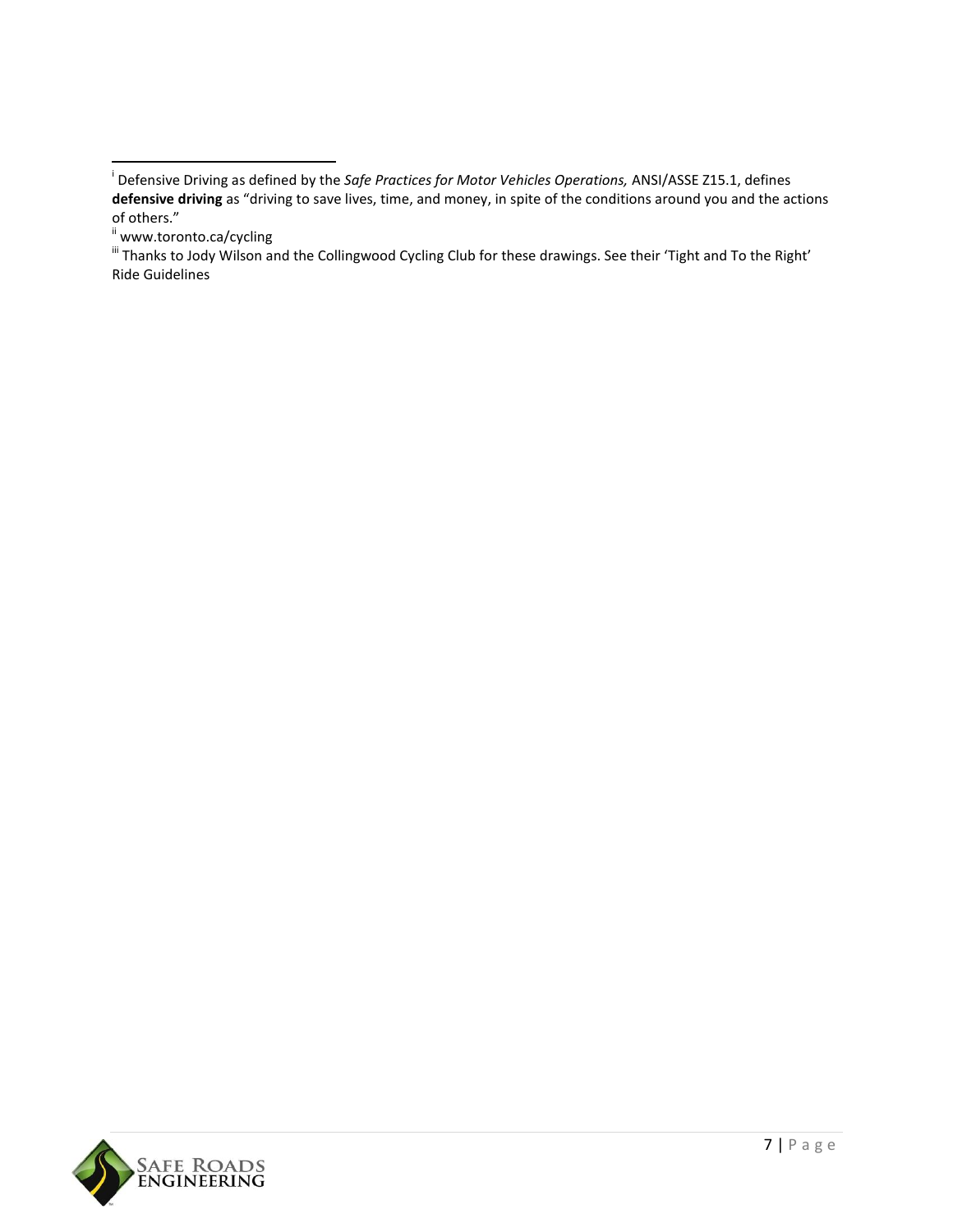[i] Defensive Driving as defined by the *Safe Practices for Motor Vehicles Operations,* ANSI/ASSE Z15.1, defines **defensive driving** as "driving to save lives, time, and money, in spite of the conditions around you and the actions of others."

[ii] www.toronto.ca/cycling

[iii] Thanks to Jody Wilson and the Collingwood Cycling Club for these drawings. See their 'Tight and To the Right' Ride Guidelines